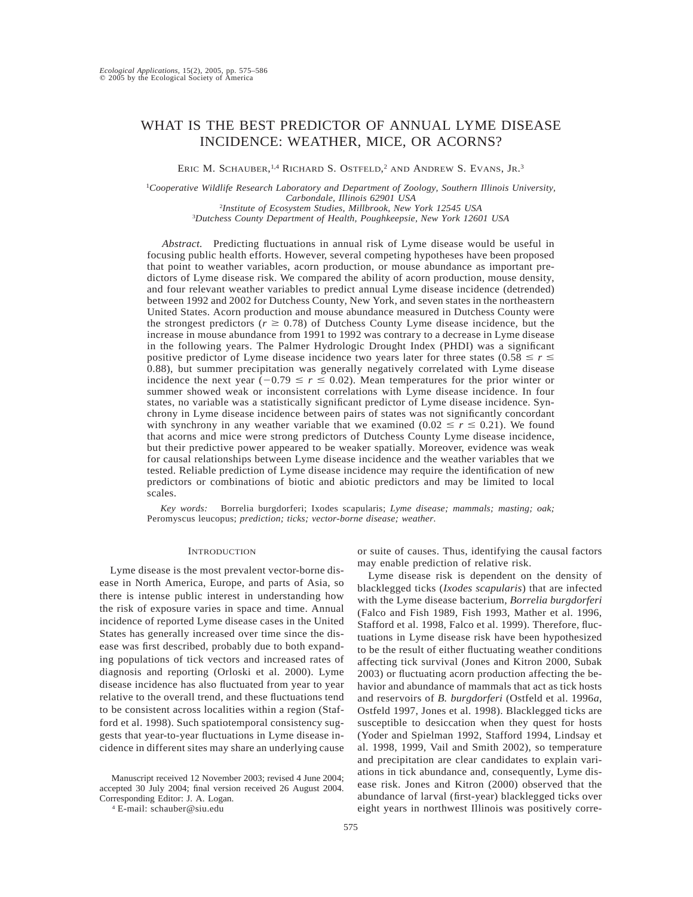# WHAT IS THE BEST PREDICTOR OF ANNUAL LYME DISEASE INCIDENCE: WEATHER, MICE, OR ACORNS?

Eric M. Schauber,[1,4] Richard S. Ostfeld,[2] and Andrew S. Evans, Jr.[3]

[1]*Cooperative Wildlife Research Laboratory and Department of Zoology, Southern Illinois University, Carbondale, Illinois 62901 USA*
[2]*Institute of Ecosystem Studies, Millbrook, New York 12545 USA*
[3]*Dutchess County Department of Health, Poughkeepsie, New York 12601 USA*

*Abstract.* Predicting fluctuations in annual risk of Lyme disease would be useful in focusing public health efforts. However, several competing hypotheses have been proposed that point to weather variables, acorn production, or mouse abundance as important predictors of Lyme disease risk. We compared the ability of acorn production, mouse density, and four relevant weather variables to predict annual Lyme disease incidence (detrended) between 1992 and 2002 for Dutchess County, New York, and seven states in the northeastern United States. Acorn production and mouse abundance measured in Dutchess County were the strongest predictors ($r \geq 0.78$) of Dutchess County Lyme disease incidence, but the increase in mouse abundance from 1991 to 1992 was contrary to a decrease in Lyme disease in the following years. The Palmer Hydrologic Drought Index (PHDI) was a significant positive predictor of Lyme disease incidence two years later for three states ($0.58 \leq r \leq 0.88$), but summer precipitation was generally negatively correlated with Lyme disease incidence the next year ($-0.79 \leq r \leq 0.02$). Mean temperatures for the prior winter or summer showed weak or inconsistent correlations with Lyme disease incidence. In four states, no variable was a statistically significant predictor of Lyme disease incidence. Synchrony in Lyme disease incidence between pairs of states was not significantly concordant with synchrony in any weather variable that we examined ($0.02 \leq r \leq 0.21$). We found that acorns and mice were strong predictors of Dutchess County Lyme disease incidence, but their predictive power appeared to be weaker spatially. Moreover, evidence was weak for causal relationships between Lyme disease incidence and the weather variables that we tested. Reliable prediction of Lyme disease incidence may require the identification of new predictors or combinations of biotic and abiotic predictors and may be limited to local scales.

*Key words:* Borrelia burgdorferi; Ixodes scapularis; *Lyme disease; mammals; masting; oak;* Peromyscus leucopus; *prediction; ticks; vector-borne disease; weather.*

## Introduction

Lyme disease is the most prevalent vector-borne disease in North America, Europe, and parts of Asia, so there is intense public interest in understanding how the risk of exposure varies in space and time. Annual incidence of reported Lyme disease cases in the United States has generally increased over time since the disease was first described, probably due to both expanding populations of tick vectors and increased rates of diagnosis and reporting (Orloski et al. 2000). Lyme disease incidence has also fluctuated from year to year relative to the overall trend, and these fluctuations tend to be consistent across localities within a region (Stafford et al. 1998). Such spatiotemporal consistency suggests that year-to-year fluctuations in Lyme disease incidence in different sites may share an underlying cause or suite of causes. Thus, identifying the causal factors may enable prediction of relative risk.

Lyme disease risk is dependent on the density of blacklegged ticks (*Ixodes scapularis*) that are infected with the Lyme disease bacterium, *Borrelia burgdorferi* (Falco and Fish 1989, Fish 1993, Mather et al. 1996, Stafford et al. 1998, Falco et al. 1999). Therefore, fluctuations in Lyme disease risk have been hypothesized to be the result of either fluctuating weather conditions affecting tick survival (Jones and Kitron 2000, Subak 2003) or fluctuating acorn production affecting the behavior and abundance of mammals that act as tick hosts and reservoirs of *B. burgdorferi* (Ostfeld et al. 1996*a*, Ostfeld 1997, Jones et al. 1998). Blacklegged ticks are susceptible to desiccation when they quest for hosts (Yoder and Spielman 1992, Stafford 1994, Lindsay et al. 1998, 1999, Vail and Smith 2002), so temperature and precipitation are clear candidates to explain variations in tick abundance and, consequently, Lyme disease risk. Jones and Kitron (2000) observed that the abundance of larval (first-year) blacklegged ticks over eight years in northwest Illinois was positively corre-

Manuscript received 12 November 2003; revised 4 June 2004; accepted 30 July 2004; final version received 26 August 2004. Corresponding Editor: J. A. Logan.

[4] E-mail: schauber@siu.edu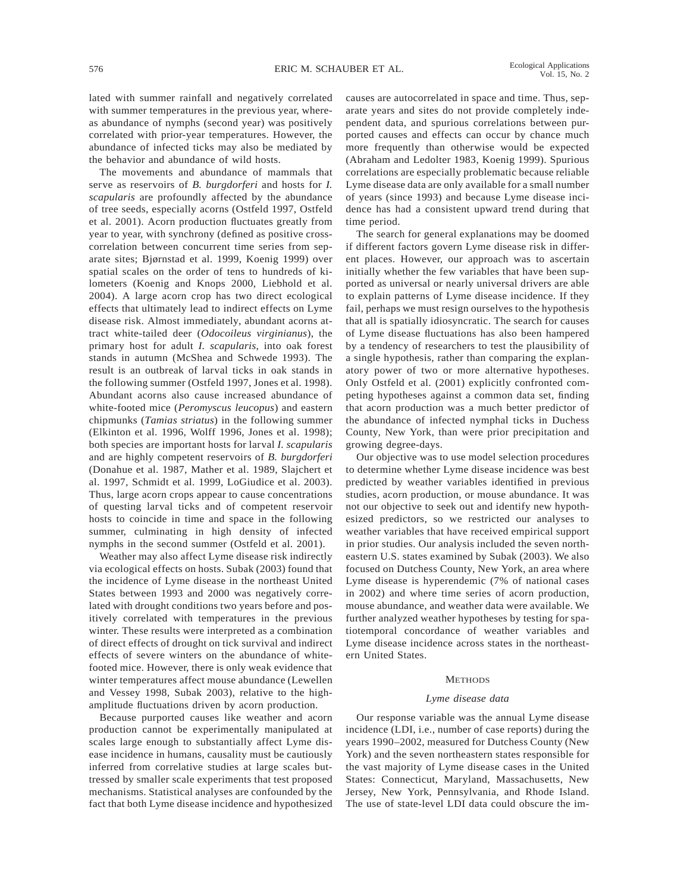lated with summer rainfall and negatively correlated with summer temperatures in the previous year, whereas abundance of nymphs (second year) was positively correlated with prior-year temperatures. However, the abundance of infected ticks may also be mediated by the behavior and abundance of wild hosts.

The movements and abundance of mammals that serve as reservoirs of *B. burgdorferi* and hosts for *I. scapularis* are profoundly affected by the abundance of tree seeds, especially acorns (Ostfeld 1997, Ostfeld et al. 2001). Acorn production fluctuates greatly from year to year, with synchrony (defined as positive cross-correlation between concurrent time series from separate sites; Bjørnstad et al. 1999, Koenig 1999) over spatial scales on the order of tens to hundreds of kilometers (Koenig and Knops 2000, Liebhold et al. 2004). A large acorn crop has two direct ecological effects that ultimately lead to indirect effects on Lyme disease risk. Almost immediately, abundant acorns attract white-tailed deer (*Odocoileus virginianus*), the primary host for adult *I. scapularis*, into oak forest stands in autumn (McShea and Schwede 1993). The result is an outbreak of larval ticks in oak stands in the following summer (Ostfeld 1997, Jones et al. 1998). Abundant acorns also cause increased abundance of white-footed mice (*Peromyscus leucopus*) and eastern chipmunks (*Tamias striatus*) in the following summer (Elkinton et al. 1996, Wolff 1996, Jones et al. 1998); both species are important hosts for larval *I. scapularis* and are highly competent reservoirs of *B. burgdorferi* (Donahue et al. 1987, Mather et al. 1989, Slajchert et al. 1997, Schmidt et al. 1999, LoGiudice et al. 2003). Thus, large acorn crops appear to cause concentrations of questing larval ticks and of competent reservoir hosts to coincide in time and space in the following summer, culminating in high density of infected nymphs in the second summer (Ostfeld et al. 2001).

Weather may also affect Lyme disease risk indirectly via ecological effects on hosts. Subak (2003) found that the incidence of Lyme disease in the northeast United States between 1993 and 2000 was negatively correlated with drought conditions two years before and positively correlated with temperatures in the previous winter. These results were interpreted as a combination of direct effects of drought on tick survival and indirect effects of severe winters on the abundance of white-footed mice. However, there is only weak evidence that winter temperatures affect mouse abundance (Lewellen and Vessey 1998, Subak 2003), relative to the high-amplitude fluctuations driven by acorn production.

Because purported causes like weather and acorn production cannot be experimentally manipulated at scales large enough to substantially affect Lyme disease incidence in humans, causality must be cautiously inferred from correlative studies at large scales buttressed by smaller scale experiments that test proposed mechanisms. Statistical analyses are confounded by the fact that both Lyme disease incidence and hypothesized causes are autocorrelated in space and time. Thus, separate years and sites do not provide completely independent data, and spurious correlations between purported causes and effects can occur by chance much more frequently than otherwise would be expected (Abraham and Ledolter 1983, Koenig 1999). Spurious correlations are especially problematic because reliable Lyme disease data are only available for a small number of years (since 1993) and because Lyme disease incidence has had a consistent upward trend during that time period.

The search for general explanations may be doomed if different factors govern Lyme disease risk in different places. However, our approach was to ascertain initially whether the few variables that have been supported as universal or nearly universal drivers are able to explain patterns of Lyme disease incidence. If they fail, perhaps we must resign ourselves to the hypothesis that all is spatially idiosyncratic. The search for causes of Lyme disease fluctuations has also been hampered by a tendency of researchers to test the plausibility of a single hypothesis, rather than comparing the explanatory power of two or more alternative hypotheses. Only Ostfeld et al. (2001) explicitly confronted competing hypotheses against a common data set, finding that acorn production was a much better predictor of the abundance of infected nymphal ticks in Duchess County, New York, than were prior precipitation and growing degree-days.

Our objective was to use model selection procedures to determine whether Lyme disease incidence was best predicted by weather variables identified in previous studies, acorn production, or mouse abundance. It was not our objective to seek out and identify new hypothesized predictors, so we restricted our analyses to weather variables that have received empirical support in prior studies. Our analysis included the seven northeastern U.S. states examined by Subak (2003). We also focused on Dutchess County, New York, an area where Lyme disease is hyperendemic (7% of national cases in 2002) and where time series of acorn production, mouse abundance, and weather data were available. We further analyzed weather hypotheses by testing for spatiotemporal concordance of weather variables and Lyme disease incidence across states in the northeastern United States.

## Methods

### *Lyme disease data*

Our response variable was the annual Lyme disease incidence (LDI, i.e., number of case reports) during the years 1990–2002, measured for Dutchess County (New York) and the seven northeastern states responsible for the vast majority of Lyme disease cases in the United States: Connecticut, Maryland, Massachusetts, New Jersey, New York, Pennsylvania, and Rhode Island. The use of state-level LDI data could obscure the im-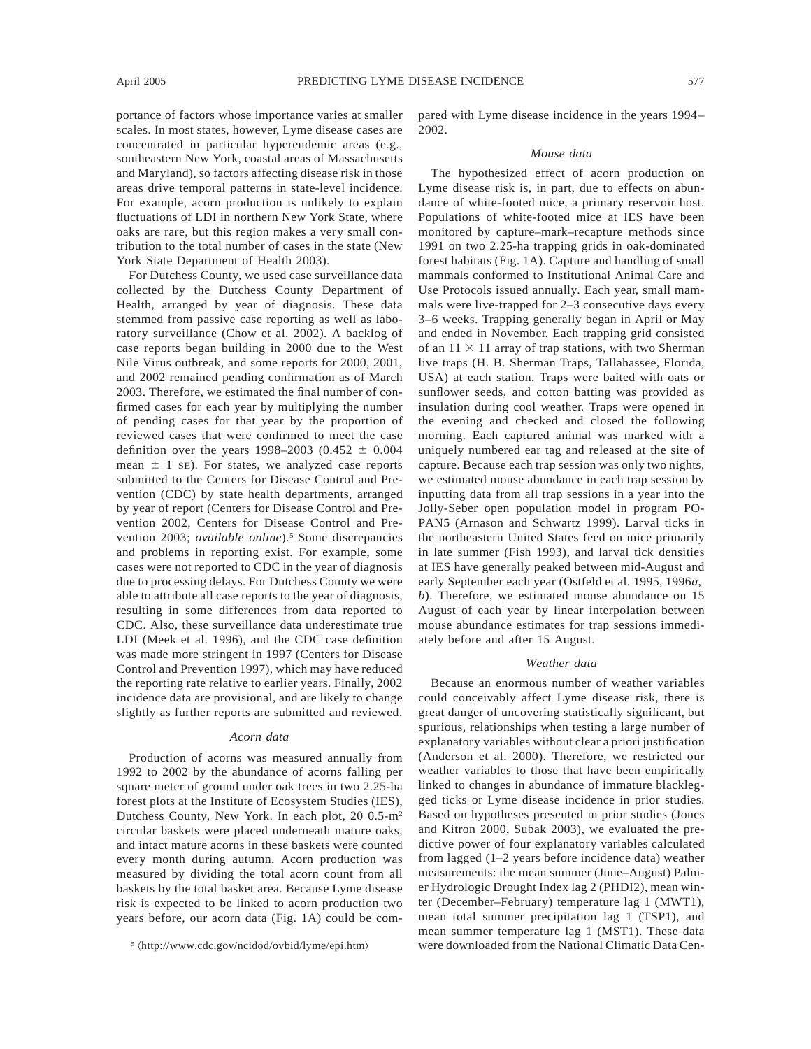portance of factors whose importance varies at smaller scales. In most states, however, Lyme disease cases are concentrated in particular hyperendemic areas (e.g., southeastern New York, coastal areas of Massachusetts and Maryland), so factors affecting disease risk in those areas drive temporal patterns in state-level incidence. For example, acorn production is unlikely to explain fluctuations of LDI in northern New York State, where oaks are rare, but this region makes a very small contribution to the total number of cases in the state (New York State Department of Health 2003).

For Dutchess County, we used case surveillance data collected by the Dutchess County Department of Health, arranged by year of diagnosis. These data stemmed from passive case reporting as well as laboratory surveillance (Chow et al. 2002). A backlog of case reports began building in 2000 due to the West Nile Virus outbreak, and some reports for 2000, 2001, and 2002 remained pending confirmation as of March 2003. Therefore, we estimated the final number of confirmed cases for each year by multiplying the number of pending cases for that year by the proportion of reviewed cases that were confirmed to meet the case definition over the years 1998–2003 ($0.452 \pm 0.004$ mean $\pm$ 1 SE). For states, we analyzed case reports submitted to the Centers for Disease Control and Prevention (CDC) by state health departments, arranged by year of report (Centers for Disease Control and Prevention 2002, Centers for Disease Control and Prevention 2003; *available online*).[5] Some discrepancies and problems in reporting exist. For example, some cases were not reported to CDC in the year of diagnosis due to processing delays. For Dutchess County we were able to attribute all case reports to the year of diagnosis, resulting in some differences from data reported to CDC. Also, these surveillance data underestimate true LDI (Meek et al. 1996), and the CDC case definition was made more stringent in 1997 (Centers for Disease Control and Prevention 1997), which may have reduced the reporting rate relative to earlier years. Finally, 2002 incidence data are provisional, and are likely to change slightly as further reports are submitted and reviewed.

### *Acorn data*

Production of acorns was measured annually from 1992 to 2002 by the abundance of acorns falling per square meter of ground under oak trees in two 2.25-ha forest plots at the Institute of Ecosystem Studies (IES), Dutchess County, New York. In each plot, 20 0.5-$m^2$ circular baskets were placed underneath mature oaks, and intact mature acorns in these baskets were counted every month during autumn. Acorn production was measured by dividing the total acorn count from all baskets by the total basket area. Because Lyme disease risk is expected to be linked to acorn production two years before, our acorn data (Fig. 1A) could be compared with Lyme disease incidence in the years 1994–2002.

### *Mouse data*

The hypothesized effect of acorn production on Lyme disease risk is, in part, due to effects on abundance of white-footed mice, a primary reservoir host. Populations of white-footed mice at IES have been monitored by capture–mark–recapture methods since 1991 on two 2.25-ha trapping grids in oak-dominated forest habitats (Fig. 1A). Capture and handling of small mammals conformed to Institutional Animal Care and Use Protocols issued annually. Each year, small mammals were live-trapped for 2–3 consecutive days every 3–6 weeks. Trapping generally began in April or May and ended in November. Each trapping grid consisted of an $11 \times 11$ array of trap stations, with two Sherman live traps (H. B. Sherman Traps, Tallahassee, Florida, USA) at each station. Traps were baited with oats or sunflower seeds, and cotton batting was provided as insulation during cool weather. Traps were opened in the evening and checked and closed the following morning. Each captured animal was marked with a uniquely numbered ear tag and released at the site of capture. Because each trap session was only two nights, we estimated mouse abundance in each trap session by inputting data from all trap sessions in a year into the Jolly-Seber open population model in program POPAN5 (Arnason and Schwartz 1999). Larval ticks in the northeastern United States feed on mice primarily in late summer (Fish 1993), and larval tick densities at IES have generally peaked between mid-August and early September each year (Ostfeld et al. 1995, 1996*a*, *b*). Therefore, we estimated mouse abundance on 15 August of each year by linear interpolation between mouse abundance estimates for trap sessions immediately before and after 15 August.

### *Weather data*

Because an enormous number of weather variables could conceivably affect Lyme disease risk, there is great danger of uncovering statistically significant, but spurious, relationships when testing a large number of explanatory variables without clear a priori justification (Anderson et al. 2000). Therefore, we restricted our weather variables to those that have been empirically linked to changes in abundance of immature blacklegged ticks or Lyme disease incidence in prior studies. Based on hypotheses presented in prior studies (Jones and Kitron 2000, Subak 2003), we evaluated the predictive power of four explanatory variables calculated from lagged (1–2 years before incidence data) weather measurements: the mean summer (June–August) Palmer Hydrologic Drought Index lag 2 (PHDI2), mean winter (December–February) temperature lag 1 (MWT1), mean total summer precipitation lag 1 (TSP1), and mean summer temperature lag 1 (MST1). These data were downloaded from the National Climatic Data Cen-

[5] ⟨http://www.cdc.gov/ncidod/ovbid/lyme/epi.htm⟩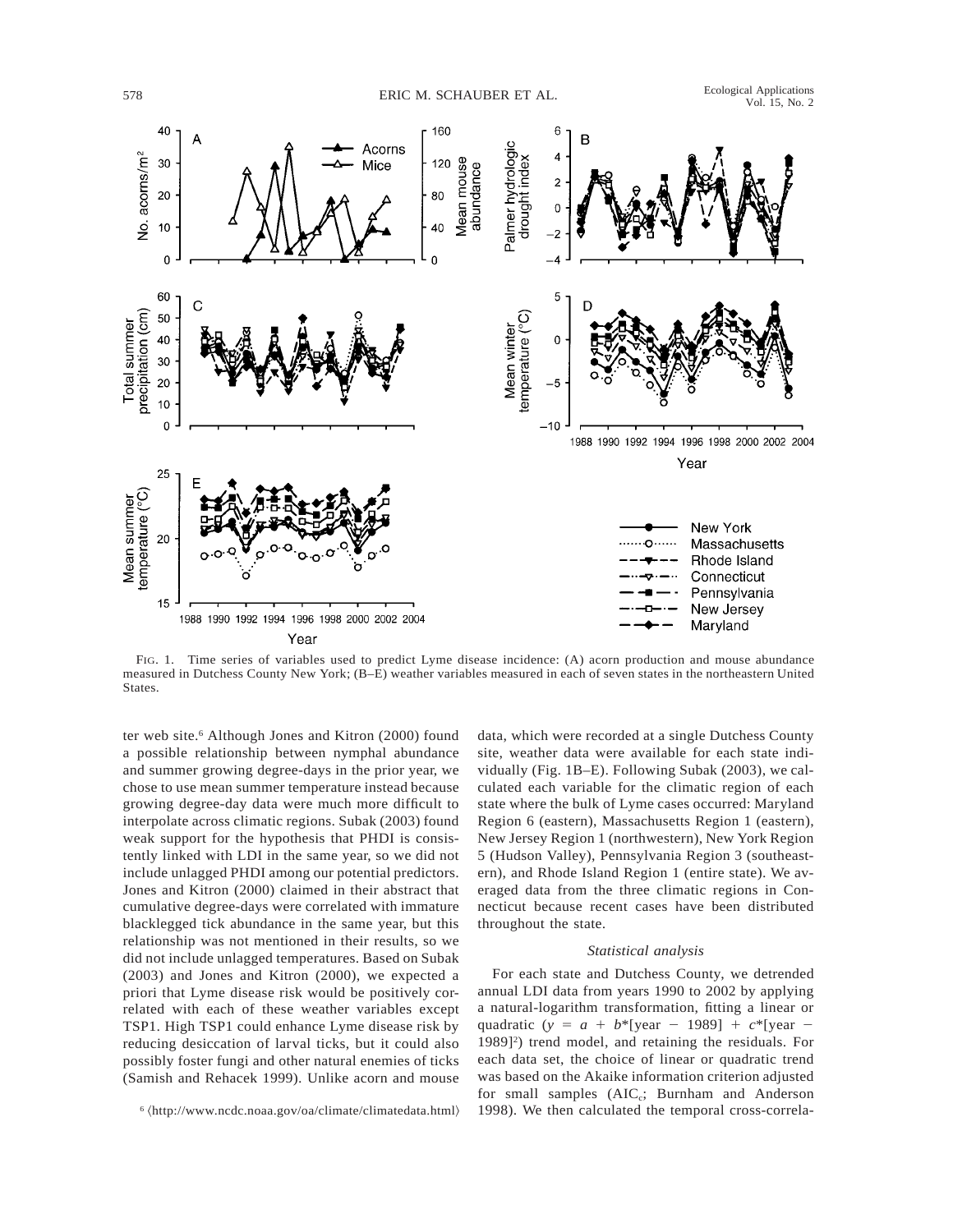FIG. 1. Time series of variables used to predict Lyme disease incidence: (A) acorn production and mouse abundance measured in Dutchess County New York; (B–E) weather variables measured in each of seven states in the northeastern United States.

ter web site.[6] Although Jones and Kitron (2000) found a possible relationship between nymphal abundance and summer growing degree-days in the prior year, we chose to use mean summer temperature instead because growing degree-day data were much more difficult to interpolate across climatic regions. Subak (2003) found weak support for the hypothesis that PHDI is consistently linked with LDI in the same year, so we did not include unlagged PHDI among our potential predictors. Jones and Kitron (2000) claimed in their abstract that cumulative degree-days were correlated with immature blacklegged tick abundance in the same year, but this relationship was not mentioned in their results, so we did not include unlagged temperatures. Based on Subak (2003) and Jones and Kitron (2000), we expected a priori that Lyme disease risk would be positively correlated with each of these weather variables except TSP1. High TSP1 could enhance Lyme disease risk by reducing desiccation of larval ticks, but it could also possibly foster fungi and other natural enemies of ticks (Samish and Rehacek 1999). Unlike acorn and mouse data, which were recorded at a single Dutchess County site, weather data were available for each state individually (Fig. 1B–E). Following Subak (2003), we calculated each variable for the climatic region of each state where the bulk of Lyme cases occurred: Maryland Region 6 (eastern), Massachusetts Region 1 (eastern), New Jersey Region 1 (northwestern), New York Region 5 (Hudson Valley), Pennsylvania Region 3 (southeastern), and Rhode Island Region 1 (entire state). We averaged data from the three climatic regions in Connecticut because recent cases have been distributed throughout the state.

[6] ⟨http://www.ncdc.noaa.gov/oa/climate/climatedata.html⟩

### *Statistical analysis*

For each state and Dutchess County, we detrended annual LDI data from years 1990 to 2002 by applying a natural-logarithm transformation, fitting a linear or quadratic ($y = a + b*[\text{year} - 1989] + c*[\text{year} - 1989]^2$) trend model, and retaining the residuals. For each data set, the choice of linear or quadratic trend was based on the Akaike information criterion adjusted for small samples ($\text{AIC}_c$; Burnham and Anderson 1998). We then calculated the temporal cross-correla-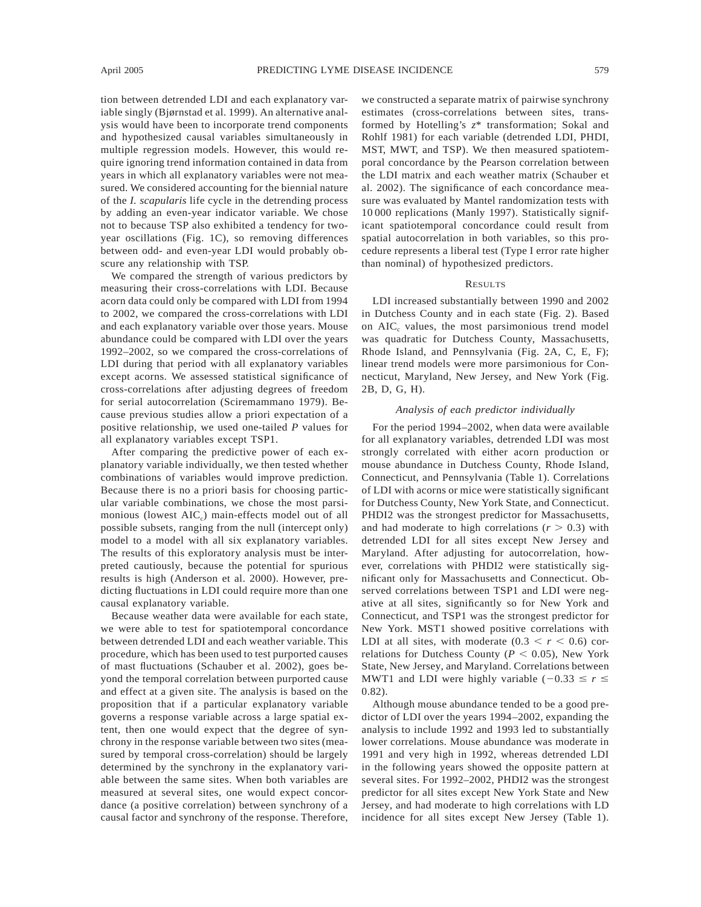tion between detrended LDI and each explanatory variable singly (Bjørnstad et al. 1999). An alternative analysis would have been to incorporate trend components and hypothesized causal variables simultaneously in multiple regression models. However, this would require ignoring trend information contained in data from years in which all explanatory variables were not measured. We considered accounting for the biennial nature of the *I. scapularis* life cycle in the detrending process by adding an even-year indicator variable. We chose not to because TSP also exhibited a tendency for two-year oscillations (Fig. 1C), so removing differences between odd- and even-year LDI would probably obscure any relationship with TSP.

We compared the strength of various predictors by measuring their cross-correlations with LDI. Because acorn data could only be compared with LDI from 1994 to 2002, we compared the cross-correlations with LDI and each explanatory variable over those years. Mouse abundance could be compared with LDI over the years 1992–2002, so we compared the cross-correlations of LDI during that period with all explanatory variables except acorns. We assessed statistical significance of cross-correlations after adjusting degrees of freedom for serial autocorrelation (Sciremammano 1979). Because previous studies allow a priori expectation of a positive relationship, we used one-tailed *P* values for all explanatory variables except TSP1.

After comparing the predictive power of each explanatory variable individually, we then tested whether combinations of variables would improve prediction. Because there is no a priori basis for choosing particular variable combinations, we chose the most parsimonious (lowest $AIC_c$) main-effects model out of all possible subsets, ranging from the null (intercept only) model to a model with all six explanatory variables. The results of this exploratory analysis must be interpreted cautiously, because the potential for spurious results is high (Anderson et al. 2000). However, predicting fluctuations in LDI could require more than one causal explanatory variable.

Because weather data were available for each state, we were able to test for spatiotemporal concordance between detrended LDI and each weather variable. This procedure, which has been used to test purported causes of mast fluctuations (Schauber et al. 2002), goes beyond the temporal correlation between purported cause and effect at a given site. The analysis is based on the proposition that if a particular explanatory variable governs a response variable across a large spatial extent, then one would expect that the degree of synchrony in the response variable between two sites (measured by temporal cross-correlation) should be largely determined by the synchrony in the explanatory variable between the same sites. When both variables are measured at several sites, one would expect concordance (a positive correlation) between synchrony of a causal factor and synchrony of the response. Therefore, we constructed a separate matrix of pairwise synchrony estimates (cross-correlations between sites, transformed by Hotelling's $z^*$ transformation; Sokal and Rohlf 1981) for each variable (detrended LDI, PHDI, MST, MWT, and TSP). We then measured spatiotemporal concordance by the Pearson correlation between the LDI matrix and each weather matrix (Schauber et al. 2002). The significance of each concordance measure was evaluated by Mantel randomization tests with 10 000 replications (Manly 1997). Statistically significant spatiotemporal concordance could result from spatial autocorrelation in both variables, so this procedure represents a liberal test (Type I error rate higher than nominal) of hypothesized predictors.

## Results

LDI increased substantially between 1990 and 2002 in Dutchess County and in each state (Fig. 2). Based on $AIC_c$ values, the most parsimonious trend model was quadratic for Dutchess County, Massachusetts, Rhode Island, and Pennsylvania (Fig. 2A, C, E, F); linear trend models were more parsimonious for Connecticut, Maryland, New Jersey, and New York (Fig. 2B, D, G, H).

### *Analysis of each predictor individually*

For the period 1994–2002, when data were available for all explanatory variables, detrended LDI was most strongly correlated with either acorn production or mouse abundance in Dutchess County, Rhode Island, Connecticut, and Pennsylvania (Table 1). Correlations of LDI with acorns or mice were statistically significant for Dutchess County, New York State, and Connecticut. PHDI2 was the strongest predictor for Massachusetts, and had moderate to high correlations ($r > 0.3$) with detrended LDI for all sites except New Jersey and Maryland. After adjusting for autocorrelation, however, correlations with PHDI2 were statistically significant only for Massachusetts and Connecticut. Observed correlations between TSP1 and LDI were negative at all sites, significantly so for New York and Connecticut, and TSP1 was the strongest predictor for New York. MST1 showed positive correlations with LDI at all sites, with moderate ($0.3 < r < 0.6$) correlations for Dutchess County ($P < 0.05$), New York State, New Jersey, and Maryland. Correlations between MWT1 and LDI were highly variable ($-0.33 \leq r \leq 0.82$).

Although mouse abundance tended to be a good predictor of LDI over the years 1994–2002, expanding the analysis to include 1992 and 1993 led to substantially lower correlations. Mouse abundance was moderate in 1991 and very high in 1992, whereas detrended LDI in the following years showed the opposite pattern at several sites. For 1992–2002, PHDI2 was the strongest predictor for all sites except New York State and New Jersey, and had moderate to high correlations with LD incidence for all sites except New Jersey (Table 1).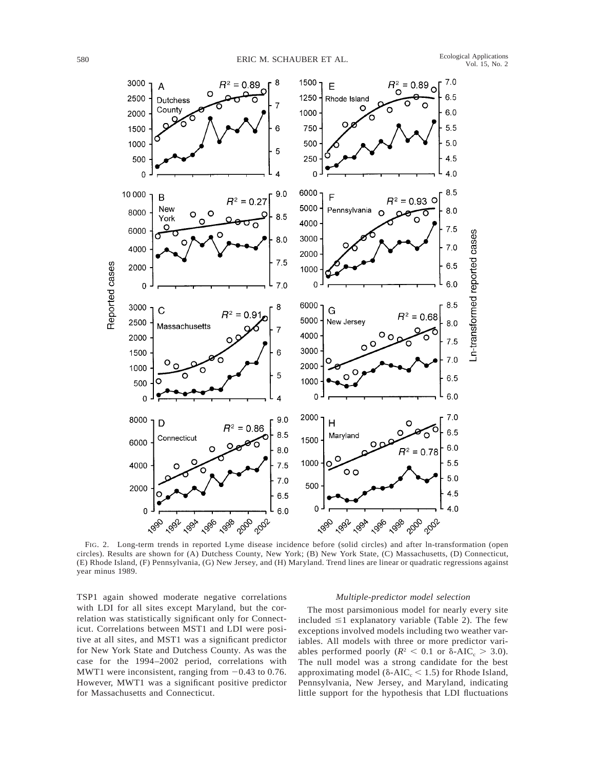FIG. 2. Long-term trends in reported Lyme disease incidence before (solid circles) and after ln-transformation (open circles). Results are shown for (A) Dutchess County, New York; (B) New York State, (C) Massachusetts, (D) Connecticut, (E) Rhode Island, (F) Pennsylvania, (G) New Jersey, and (H) Maryland. Trend lines are linear or quadratic regressions against year minus 1989.

TSP1 again showed moderate negative correlations with LDI for all sites except Maryland, but the correlation was statistically significant only for Connecticut. Correlations between MST1 and LDI were positive at all sites, and MST1 was a significant predictor for New York State and Dutchess County. As was the case for the 1994–2002 period, correlations with MWT1 were inconsistent, ranging from −0.43 to 0.76. However, MWT1 was a significant positive predictor for Massachusetts and Connecticut.

### *Multiple-predictor model selection*

The most parsimonious model for nearly every site included ≤1 explanatory variable (Table 2). The few exceptions involved models including two weather variables. All models with three or more predictor variables performed poorly ($R^2 < 0.1$ or $\delta\text{-AIC}_c > 3.0$). The null model was a strong candidate for the best approximating model ($\delta\text{-AIC}_c < 1.5$) for Rhode Island, Pennsylvania, New Jersey, and Maryland, indicating little support for the hypothesis that LDI fluctuations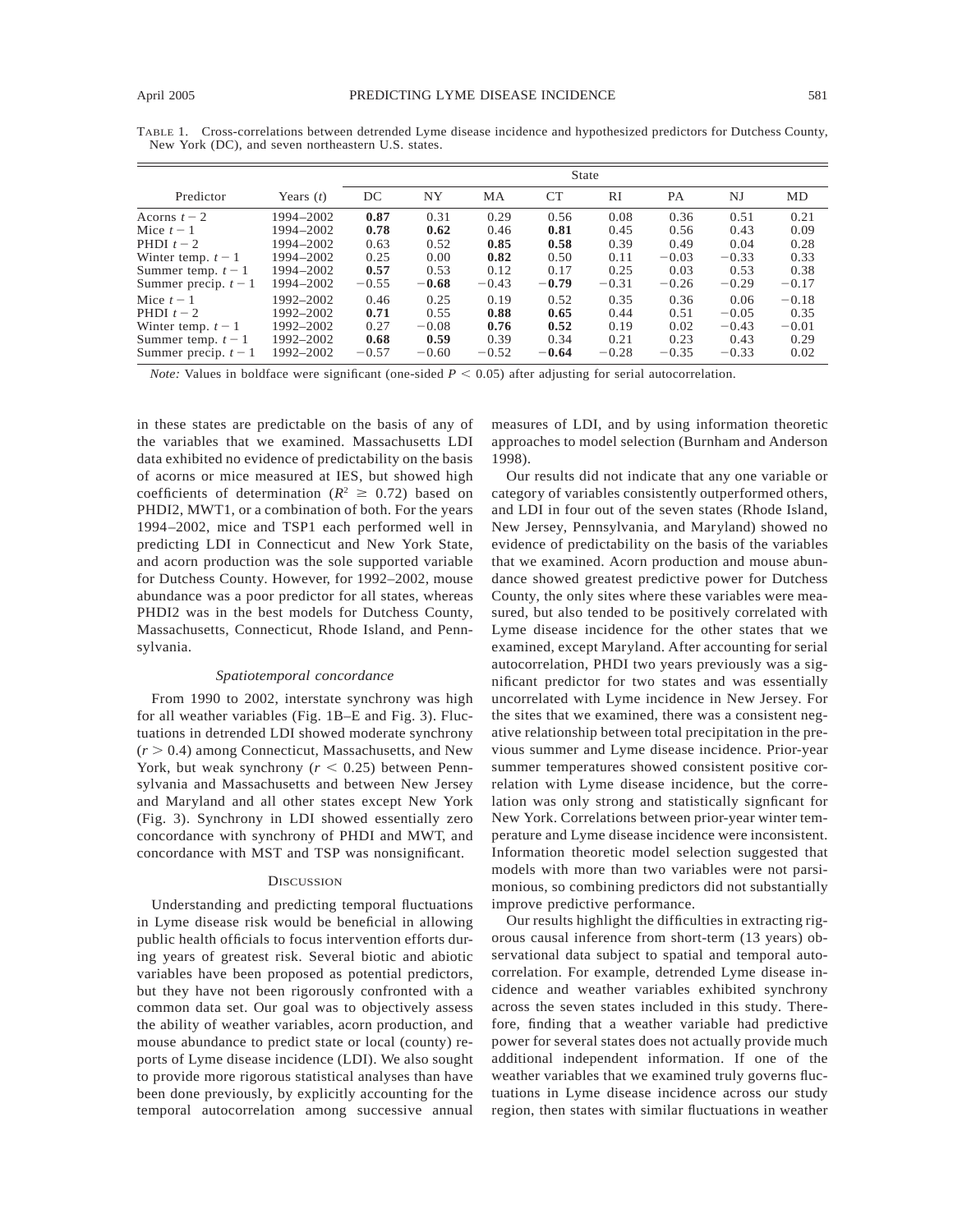TABLE 1. Cross-correlations between detrended Lyme disease incidence and hypothesized predictors for Dutchess County, New York (DC), and seven northeastern U.S. states.

| Predictor | Years ($t$) | State | | | | | | | |
|---|---|---|---|---|---|---|---|---|---|
| | | DC | NY | MA | CT | RI | PA | NJ | MD |
| Acorns $t-2$ | 1994–2002 | **0.87** | 0.31 | 0.29 | 0.56 | 0.08 | 0.36 | 0.51 | 0.21 |
| Mice $t-1$ | 1994–2002 | **0.78** | **0.62** | 0.46 | **0.81** | 0.45 | 0.56 | 0.43 | 0.09 |
| PHDI $t-2$ | 1994–2002 | 0.63 | 0.52 | **0.85** | **0.58** | 0.39 | 0.49 | 0.04 | 0.28 |
| Winter temp. $t-1$ | 1994–2002 | 0.25 | 0.00 | **0.82** | 0.50 | 0.11 | $-0.03$ | $-0.33$ | 0.33 |
| Summer temp. $t-1$ | 1994–2002 | **0.57** | 0.53 | 0.12 | 0.17 | 0.25 | 0.03 | 0.53 | 0.38 |
| Summer precip. $t-1$ | 1994–2002 | $-0.55$ | $\mathbf{-0.68}$ | $-0.43$ | $\mathbf{-0.79}$ | $-0.31$ | $-0.26$ | $-0.29$ | $-0.17$ |
| Mice $t-1$ | 1992–2002 | 0.46 | 0.25 | 0.19 | 0.52 | 0.35 | 0.36 | 0.06 | $-0.18$ |
| PHDI $t-2$ | 1992–2002 | **0.71** | 0.55 | **0.88** | **0.65** | 0.44 | 0.51 | $-0.05$ | 0.35 |
| Winter temp. $t-1$ | 1992–2002 | 0.27 | $-0.08$ | **0.76** | **0.52** | 0.19 | 0.02 | $-0.43$ | $-0.01$ |
| Summer temp. $t-1$ | 1992–2002 | **0.68** | **0.59** | 0.39 | 0.34 | 0.21 | 0.23 | 0.43 | 0.29 |
| Summer precip. $t-1$ | 1992–2002 | $-0.57$ | $-0.60$ | $-0.52$ | $\mathbf{-0.64}$ | $-0.28$ | $-0.35$ | $-0.33$ | 0.02 |

*Note:* Values in boldface were significant (one-sided $P < 0.05$) after adjusting for serial autocorrelation.

in these states are predictable on the basis of any of the variables that we examined. Massachusetts LDI data exhibited no evidence of predictability on the basis of acorns or mice measured at IES, but showed high coefficients of determination ($R^2 \geq 0.72$) based on PHDI2, MWT1, or a combination of both. For the years 1994–2002, mice and TSP1 each performed well in predicting LDI in Connecticut and New York State, and acorn production was the sole supported variable for Dutchess County. However, for 1992–2002, mouse abundance was a poor predictor for all states, whereas PHDI2 was in the best models for Dutchess County, Massachusetts, Connecticut, Rhode Island, and Pennsylvania.

### *Spatiotemporal concordance*

From 1990 to 2002, interstate synchrony was high for all weather variables (Fig. 1B–E and Fig. 3). Fluctuations in detrended LDI showed moderate synchrony ($r > 0.4$) among Connecticut, Massachusetts, and New York, but weak synchrony ($r < 0.25$) between Pennsylvania and Massachusetts and between New Jersey and Maryland and all other states except New York (Fig. 3). Synchrony in LDI showed essentially zero concordance with synchrony of PHDI and MWT, and concordance with MST and TSP was nonsignificant.

## Discussion

Understanding and predicting temporal fluctuations in Lyme disease risk would be beneficial in allowing public health officials to focus intervention efforts during years of greatest risk. Several biotic and abiotic variables have been proposed as potential predictors, but they have not been rigorously confronted with a common data set. Our goal was to objectively assess the ability of weather variables, acorn production, and mouse abundance to predict state or local (county) reports of Lyme disease incidence (LDI). We also sought to provide more rigorous statistical analyses than have been done previously, by explicitly accounting for the temporal autocorrelation among successive annual measures of LDI, and by using information theoretic approaches to model selection (Burnham and Anderson 1998).

Our results did not indicate that any one variable or category of variables consistently outperformed others, and LDI in four out of the seven states (Rhode Island, New Jersey, Pennsylvania, and Maryland) showed no evidence of predictability on the basis of the variables that we examined. Acorn production and mouse abundance showed greatest predictive power for Dutchess County, the only sites where these variables were measured, but also tended to be positively correlated with Lyme disease incidence for the other states that we examined, except Maryland. After accounting for serial autocorrelation, PHDI two years previously was a significant predictor for two states and was essentially uncorrelated with Lyme incidence in New Jersey. For the sites that we examined, there was a consistent negative relationship between total precipitation in the previous summer and Lyme disease incidence. Prior-year summer temperatures showed consistent positive correlation with Lyme disease incidence, but the correlation was only strong and statistically signficant for New York. Correlations between prior-year winter temperature and Lyme disease incidence were inconsistent. Information theoretic model selection suggested that models with more than two variables were not parsimonious, so combining predictors did not substantially improve predictive performance.

Our results highlight the difficulties in extracting rigorous causal inference from short-term (13 years) observational data subject to spatial and temporal autocorrelation. For example, detrended Lyme disease incidence and weather variables exhibited synchrony across the seven states included in this study. Therefore, finding that a weather variable had predictive power for several states does not actually provide much additional independent information. If one of the weather variables that we examined truly governs fluctuations in Lyme disease incidence across our study region, then states with similar fluctuations in weather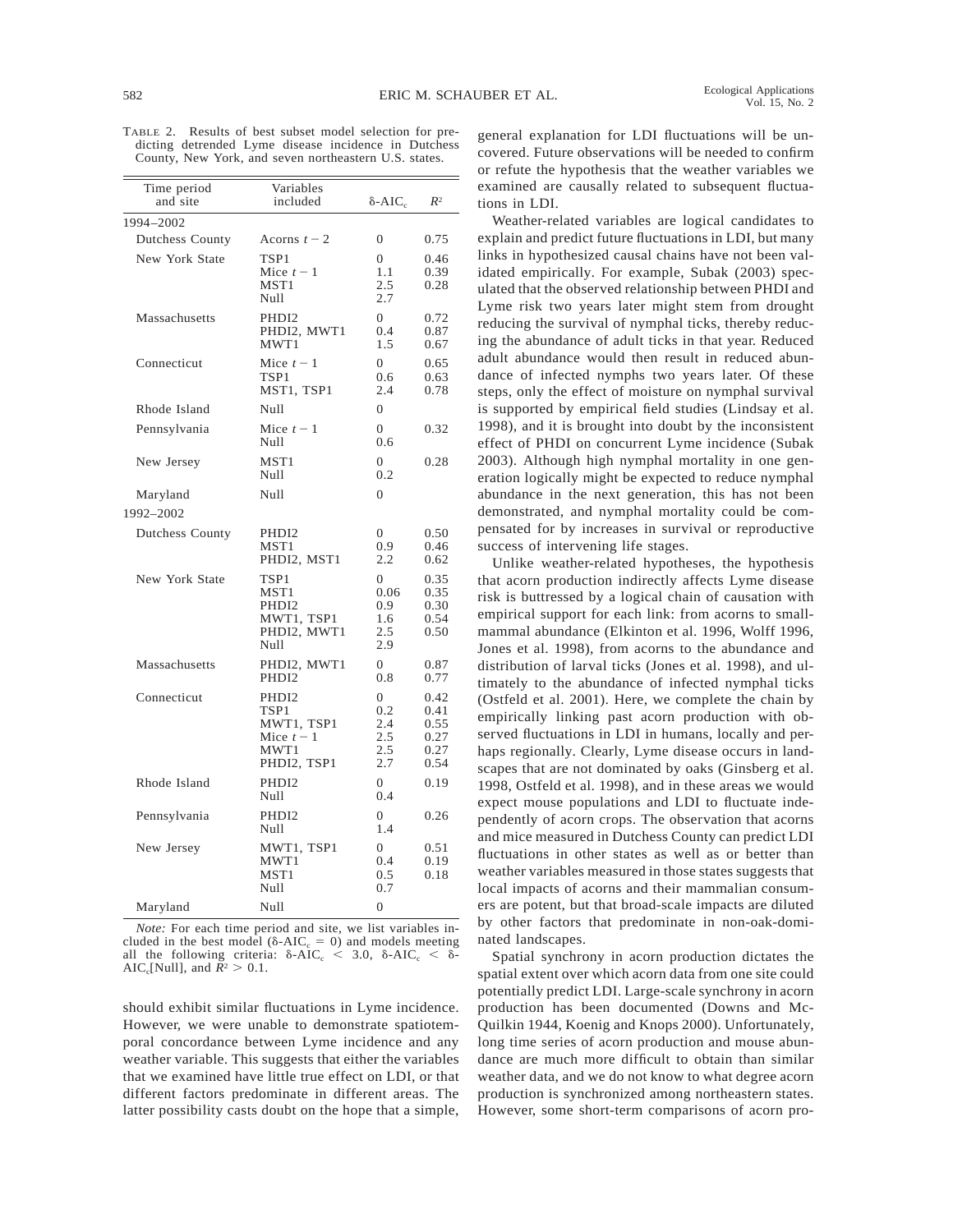TABLE 2. Results of best subset model selection for predicting detrended Lyme disease incidence in Dutchess County, New York, and seven northeastern U.S. states.

| Time period and site | Variables included | δ-AIC$_c$ | $R^2$ |
|---|---|---|---|
| 1994–2002 | | | |
| Dutchess County | Acorns $t - 2$ | 0 | 0.75 |
| New York State | TSP1 | 0 | 0.46 |
| | Mice $t - 1$ | 1.1 | 0.39 |
| | MST1 | 2.5 | 0.28 |
| | Null | 2.7 | |
| Massachusetts | PHDI2 | 0 | 0.72 |
| | PHDI2, MWT1 | 0.4 | 0.87 |
| | MWT1 | 1.5 | 0.67 |
| Connecticut | Mice $t - 1$ | 0 | 0.65 |
| | TSP1 | 0.6 | 0.63 |
| | MST1, TSP1 | 2.4 | 0.78 |
| Rhode Island | Null | 0 | |
| Pennsylvania | Mice $t - 1$ | 0 | 0.32 |
| | Null | 0.6 | |
| New Jersey | MST1 | 0 | 0.28 |
| | Null | 0.2 | |
| Maryland | Null | 0 | |
| 1992–2002 | | | |
| Dutchess County | PHDI2 | 0 | 0.50 |
| | MST1 | 0.9 | 0.46 |
| | PHDI2, MST1 | 2.2 | 0.62 |
| New York State | TSP1 | 0 | 0.35 |
| | MST1 | 0.06 | 0.35 |
| | PHDI2 | 0.9 | 0.30 |
| | MWT1, TSP1 | 1.6 | 0.54 |
| | PHDI2, MWT1 | 2.5 | 0.50 |
| | Null | 2.9 | |
| Massachusetts | PHDI2, MWT1 | 0 | 0.87 |
| | PHDI2 | 0.8 | 0.77 |
| Connecticut | PHDI2 | 0 | 0.42 |
| | TSP1 | 0.2 | 0.41 |
| | MWT1, TSP1 | 2.4 | 0.55 |
| | Mice $t - 1$ | 2.5 | 0.27 |
| | MWT1 | 2.5 | 0.27 |
| | PHDI2, TSP1 | 2.7 | 0.54 |
| Rhode Island | PHDI2 | 0 | 0.19 |
| | Null | 0.4 | |
| Pennsylvania | PHDI2 | 0 | 0.26 |
| | Null | 1.4 | |
| New Jersey | MWT1, TSP1 | 0 | 0.51 |
| | MWT1 | 0.4 | 0.19 |
| | MST1 | 0.5 | 0.18 |
| | Null | 0.7 | |
| Maryland | Null | 0 | |

*Note:* For each time period and site, we list variables included in the best model (δ-AIC$_c$ = 0) and models meeting all the following criteria: δ-AIC$_c$ < 3.0, δ-AIC$_c$ < δ-AIC$_c$[Null], and $R^2 > 0.1$.

should exhibit similar fluctuations in Lyme incidence. However, we were unable to demonstrate spatiotemporal concordance between Lyme incidence and any weather variable. This suggests that either the variables that we examined have little true effect on LDI, or that different factors predominate in different areas. The latter possibility casts doubt on the hope that a simple, general explanation for LDI fluctuations will be uncovered. Future observations will be needed to confirm or refute the hypothesis that the weather variables we examined are causally related to subsequent fluctuations in LDI.

Weather-related variables are logical candidates to explain and predict future fluctuations in LDI, but many links in hypothesized causal chains have not been validated empirically. For example, Subak (2003) speculated that the observed relationship between PHDI and Lyme risk two years later might stem from drought reducing the survival of nymphal ticks, thereby reducing the abundance of adult ticks in that year. Reduced adult abundance would then result in reduced abundance of infected nymphs two years later. Of these steps, only the effect of moisture on nymphal survival is supported by empirical field studies (Lindsay et al. 1998), and it is brought into doubt by the inconsistent effect of PHDI on concurrent Lyme incidence (Subak 2003). Although high nymphal mortality in one generation logically might be expected to reduce nymphal abundance in the next generation, this has not been demonstrated, and nymphal mortality could be compensated for by increases in survival or reproductive success of intervening life stages.

Unlike weather-related hypotheses, the hypothesis that acorn production indirectly affects Lyme disease risk is buttressed by a logical chain of causation with empirical support for each link: from acorns to small-mammal abundance (Elkinton et al. 1996, Wolff 1996, Jones et al. 1998), from acorns to the abundance and distribution of larval ticks (Jones et al. 1998), and ultimately to the abundance of infected nymphal ticks (Ostfeld et al. 2001). Here, we complete the chain by empirically linking past acorn production with observed fluctuations in LDI in humans, locally and perhaps regionally. Clearly, Lyme disease occurs in landscapes that are not dominated by oaks (Ginsberg et al. 1998, Ostfeld et al. 1998), and in these areas we would expect mouse populations and LDI to fluctuate independently of acorn crops. The observation that acorns and mice measured in Dutchess County can predict LDI fluctuations in other states as well as or better than weather variables measured in those states suggests that local impacts of acorns and their mammalian consumers are potent, but that broad-scale impacts are diluted by other factors that predominate in non-oak-dominated landscapes.

Spatial synchrony in acorn production dictates the spatial extent over which acorn data from one site could potentially predict LDI. Large-scale synchrony in acorn production has been documented (Downs and McQuilkin 1944, Koenig and Knops 2000). Unfortunately, long time series of acorn production and mouse abundance are much more difficult to obtain than similar weather data, and we do not know to what degree acorn production is synchronized among northeastern states. However, some short-term comparisons of acorn pro-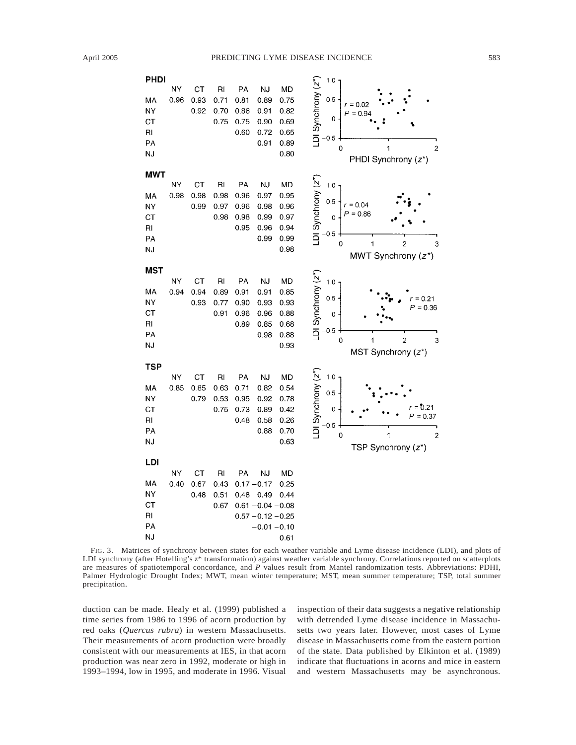**PHDI**

| | NY | CT | RI | PA | NJ | MD |
|---|---|---|---|---|---|---|
| MA | 0.96 | 0.93 | 0.71 | 0.81 | 0.89 | 0.75 |
| NY | | 0.92 | 0.70 | 0.86 | 0.91 | 0.82 |
| CT | | | 0.75 | 0.75 | 0.90 | 0.69 |
| RI | | | | 0.60 | 0.72 | 0.65 |
| PA | | | | | 0.91 | 0.89 |
| NJ | | | | | | 0.80 |

**MWT**

| | NY | CT | RI | PA | NJ | MD |
|---|---|---|---|---|---|---|
| MA | 0.98 | 0.98 | 0.98 | 0.96 | 0.97 | 0.95 |
| NY | | 0.99 | 0.97 | 0.96 | 0.98 | 0.96 |
| CT | | | 0.98 | 0.98 | 0.99 | 0.97 |
| RI | | | | 0.95 | 0.96 | 0.94 |
| PA | | | | | 0.99 | 0.99 |
| NJ | | | | | | 0.98 |

**MST**

| | NY | CT | RI | PA | NJ | MD |
|---|---|---|---|---|---|---|
| MA | 0.94 | 0.94 | 0.89 | 0.91 | 0.91 | 0.85 |
| NY | | 0.93 | 0.77 | 0.90 | 0.93 | 0.93 |
| CT | | | 0.91 | 0.96 | 0.96 | 0.88 |
| RI | | | | 0.89 | 0.85 | 0.68 |
| PA | | | | | 0.98 | 0.88 |
| NJ | | | | | | 0.93 |

**TSP**

| | NY | CT | RI | PA | NJ | MD |
|---|---|---|---|---|---|---|
| MA | 0.85 | 0.85 | 0.63 | 0.71 | 0.82 | 0.54 |
| NY | | 0.79 | 0.53 | 0.95 | 0.92 | 0.78 |
| CT | | | 0.75 | 0.73 | 0.89 | 0.42 |
| RI | | | | 0.48 | 0.58 | 0.26 |
| PA | | | | | 0.88 | 0.70 |
| NJ | | | | | | 0.63 |

**LDI**

| | NY | CT | RI | PA | NJ | MD |
|---|---|---|---|---|---|---|
| MA | 0.40 | 0.67 | 0.43 | 0.17 | −0.17 | 0.25 |
| NY | | 0.48 | 0.51 | 0.48 | 0.49 | 0.44 |
| CT | | | 0.67 | 0.61 | −0.04 | −0.08 |
| RI | | | | 0.57 | −0.12 | −0.25 |
| PA | | | | | −0.01 | −0.10 |
| NJ | | | | | | 0.61 |

Scatterplots (LDI Synchrony ($z^*$) vs. weather variable synchrony ($z^*$)): PHDI Synchrony: $r = 0.02$, $P = 0.94$; MWT Synchrony: $r = 0.04$, $P = 0.86$; MST Synchrony: $r = 0.21$, $P = 0.36$; TSP Synchrony: $r = 0.21$, $P = 0.37$.

FIG. 3. Matrices of synchrony between states for each weather variable and Lyme disease incidence (LDI), and plots of LDI synchrony (after Hotelling's $z^*$ transformation) against weather variable synchrony. Correlations reported on scatterplots are measures of spatiotemporal concordance, and $P$ values result from Mantel randomization tests. Abbreviations: PHDI, Palmer Hydrologic Drought Index; MWT, mean winter temperature; MST, mean summer temperature; TSP, total summer precipitation.

duction can be made. Healy et al. (1999) published a time series from 1986 to 1996 of acorn production by red oaks (*Quercus rubra*) in western Massachusetts. Their measurements of acorn production were broadly consistent with our measurements at IES, in that acorn production was near zero in 1992, moderate or high in 1993–1994, low in 1995, and moderate in 1996. Visual inspection of their data suggests a negative relationship with detrended Lyme disease incidence in Massachusetts two years later. However, most cases of Lyme disease in Massachusetts come from the eastern portion of the state. Data published by Elkinton et al. (1989) indicate that fluctuations in acorns and mice in eastern and western Massachusetts may be asynchronous.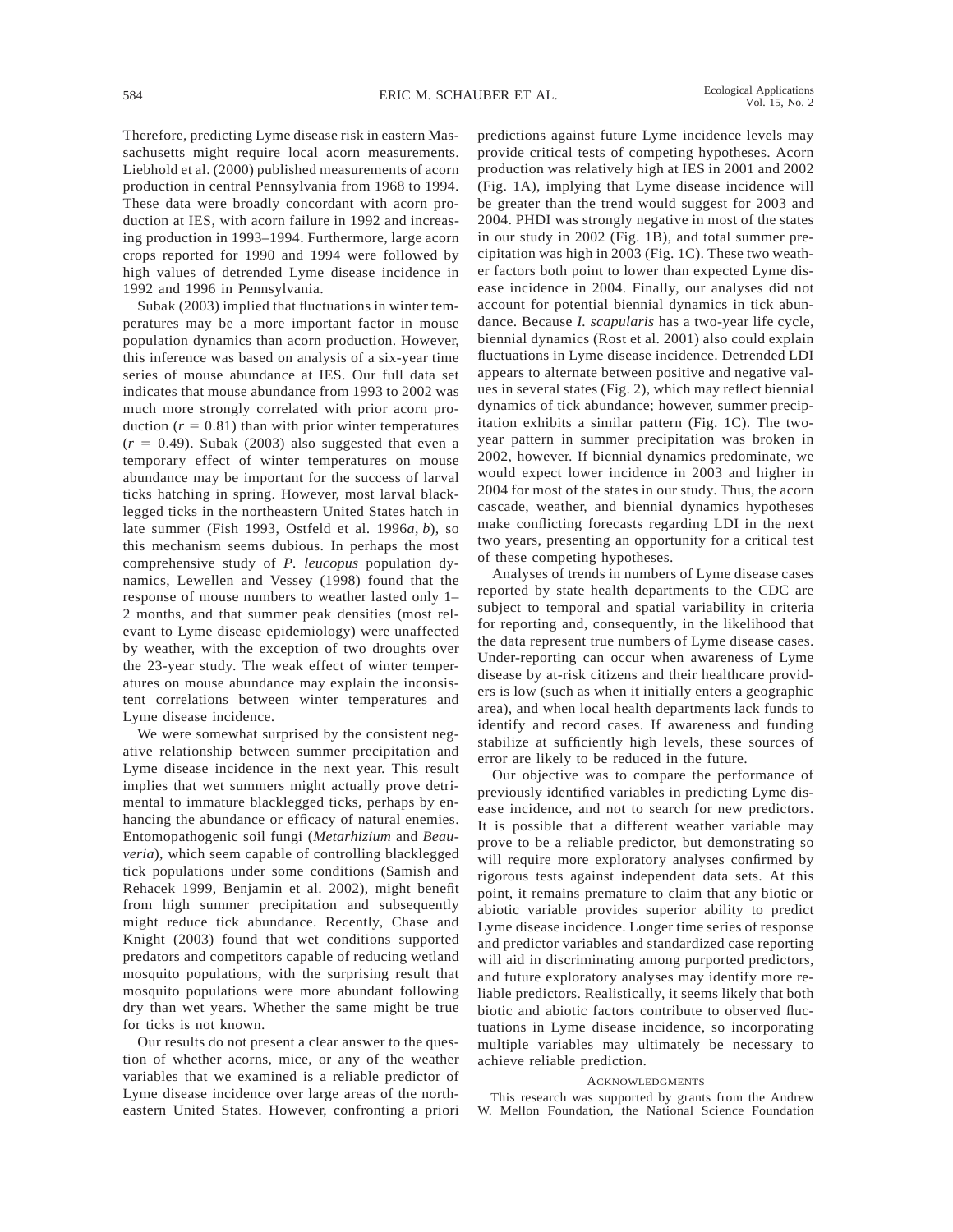Therefore, predicting Lyme disease risk in eastern Massachusetts might require local acorn measurements. Liebhold et al. (2000) published measurements of acorn production in central Pennsylvania from 1968 to 1994. These data were broadly concordant with acorn production at IES, with acorn failure in 1992 and increasing production in 1993–1994. Furthermore, large acorn crops reported for 1990 and 1994 were followed by high values of detrended Lyme disease incidence in 1992 and 1996 in Pennsylvania.

Subak (2003) implied that fluctuations in winter temperatures may be a more important factor in mouse population dynamics than acorn production. However, this inference was based on analysis of a six-year time series of mouse abundance at IES. Our full data set indicates that mouse abundance from 1993 to 2002 was much more strongly correlated with prior acorn production ($r = 0.81$) than with prior winter temperatures ($r = 0.49$). Subak (2003) also suggested that even a temporary effect of winter temperatures on mouse abundance may be important for the success of larval ticks hatching in spring. However, most larval blacklegged ticks in the northeastern United States hatch in late summer (Fish 1993, Ostfeld et al. 1996*a*, *b*), so this mechanism seems dubious. In perhaps the most comprehensive study of *P. leucopus* population dynamics, Lewellen and Vessey (1998) found that the response of mouse numbers to weather lasted only 1–2 months, and that summer peak densities (most relevant to Lyme disease epidemiology) were unaffected by weather, with the exception of two droughts over the 23-year study. The weak effect of winter temperatures on mouse abundance may explain the inconsistent correlations between winter temperatures and Lyme disease incidence.

We were somewhat surprised by the consistent negative relationship between summer precipitation and Lyme disease incidence in the next year. This result implies that wet summers might actually prove detrimental to immature blacklegged ticks, perhaps by enhancing the abundance or efficacy of natural enemies. Entomopathogenic soil fungi (*Metarhizium* and *Beauveria*), which seem capable of controlling blacklegged tick populations under some conditions (Samish and Rehacek 1999, Benjamin et al. 2002), might benefit from high summer precipitation and subsequently might reduce tick abundance. Recently, Chase and Knight (2003) found that wet conditions supported predators and competitors capable of reducing wetland mosquito populations, with the surprising result that mosquito populations were more abundant following dry than wet years. Whether the same might be true for ticks is not known.

Our results do not present a clear answer to the question of whether acorns, mice, or any of the weather variables that we examined is a reliable predictor of Lyme disease incidence over large areas of the northeastern United States. However, confronting a priori predictions against future Lyme incidence levels may provide critical tests of competing hypotheses. Acorn production was relatively high at IES in 2001 and 2002 (Fig. 1A), implying that Lyme disease incidence will be greater than the trend would suggest for 2003 and 2004. PHDI was strongly negative in most of the states in our study in 2002 (Fig. 1B), and total summer precipitation was high in 2003 (Fig. 1C). These two weather factors both point to lower than expected Lyme disease incidence in 2004. Finally, our analyses did not account for potential biennial dynamics in tick abundance. Because *I. scapularis* has a two-year life cycle, biennial dynamics (Rost et al. 2001) also could explain fluctuations in Lyme disease incidence. Detrended LDI appears to alternate between positive and negative values in several states (Fig. 2), which may reflect biennial dynamics of tick abundance; however, summer precipitation exhibits a similar pattern (Fig. 1C). The two-year pattern in summer precipitation was broken in 2002, however. If biennial dynamics predominate, we would expect lower incidence in 2003 and higher in 2004 for most of the states in our study. Thus, the acorn cascade, weather, and biennial dynamics hypotheses make conflicting forecasts regarding LDI in the next two years, presenting an opportunity for a critical test of these competing hypotheses.

Analyses of trends in numbers of Lyme disease cases reported by state health departments to the CDC are subject to temporal and spatial variability in criteria for reporting and, consequently, in the likelihood that the data represent true numbers of Lyme disease cases. Under-reporting can occur when awareness of Lyme disease by at-risk citizens and their healthcare providers is low (such as when it initially enters a geographic area), and when local health departments lack funds to identify and record cases. If awareness and funding stabilize at sufficiently high levels, these sources of error are likely to be reduced in the future.

Our objective was to compare the performance of previously identified variables in predicting Lyme disease incidence, and not to search for new predictors. It is possible that a different weather variable may prove to be a reliable predictor, but demonstrating so will require more exploratory analyses confirmed by rigorous tests against independent data sets. At this point, it remains premature to claim that any biotic or abiotic variable provides superior ability to predict Lyme disease incidence. Longer time series of response and predictor variables and standardized case reporting will aid in discriminating among purported predictors, and future exploratory analyses may identify more reliable predictors. Realistically, it seems likely that both biotic and abiotic factors contribute to observed fluctuations in Lyme disease incidence, so incorporating multiple variables may ultimately be necessary to achieve reliable prediction.

## Acknowledgments

This research was supported by grants from the Andrew W. Mellon Foundation, the National Science Foundation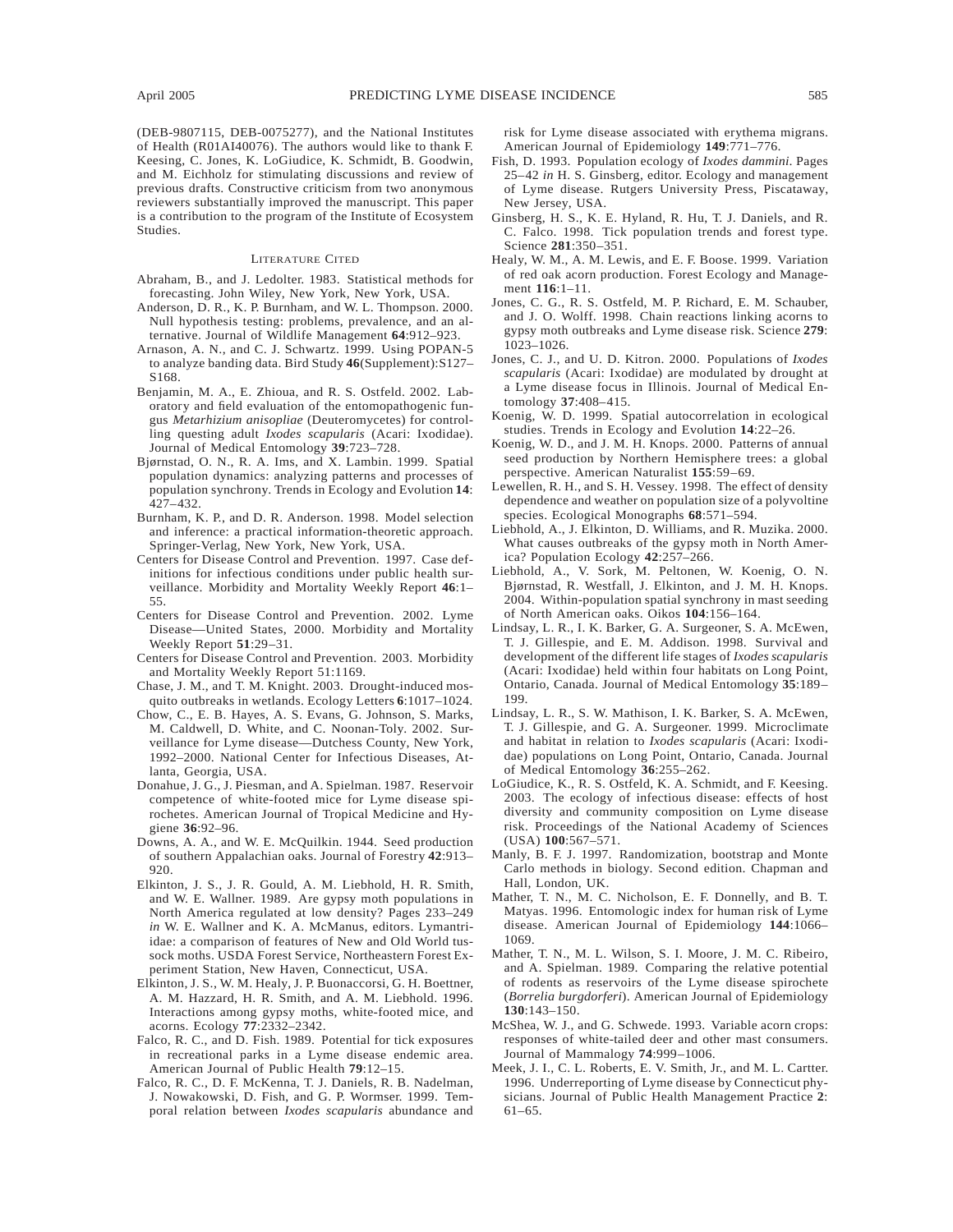(DEB-9807115, DEB-0075277), and the National Institutes of Health (R01AI40076). The authors would like to thank F. Keesing, C. Jones, K. LoGiudice, K. Schmidt, B. Goodwin, and M. Eichholz for stimulating discussions and review of previous drafts. Constructive criticism from two anonymous reviewers substantially improved the manuscript. This paper is a contribution to the program of the Institute of Ecosystem Studies.

## Literature Cited

Abraham, B., and J. Ledolter. 1983. Statistical methods for forecasting. John Wiley, New York, New York, USA.

Anderson, D. R., K. P. Burnham, and W. L. Thompson. 2000. Null hypothesis testing: problems, prevalence, and an alternative. Journal of Wildlife Management **64**:912–923.

Arnason, A. N., and C. J. Schwartz. 1999. Using POPAN-5 to analyze banding data. Bird Study **46**(Supplement):S127–S168.

Benjamin, M. A., E. Zhioua, and R. S. Ostfeld. 2002. Laboratory and field evaluation of the entomopathogenic fungus *Metarhizium anisopliae* (Deuteromycetes) for controlling questing adult *Ixodes scapularis* (Acari: Ixodidae). Journal of Medical Entomology **39**:723–728.

Bjørnstad, O. N., R. A. Ims, and X. Lambin. 1999. Spatial population dynamics: analyzing patterns and processes of population synchrony. Trends in Ecology and Evolution **14**: 427–432.

Burnham, K. P., and D. R. Anderson. 1998. Model selection and inference: a practical information-theoretic approach. Springer-Verlag, New York, New York, USA.

Centers for Disease Control and Prevention. 1997. Case definitions for infectious conditions under public health surveillance. Morbidity and Mortality Weekly Report **46**:1–55.

Centers for Disease Control and Prevention. 2002. Lyme Disease—United States, 2000. Morbidity and Mortality Weekly Report **51**:29–31.

Centers for Disease Control and Prevention. 2003. Morbidity and Mortality Weekly Report 51:1169.

Chase, J. M., and T. M. Knight. 2003. Drought-induced mosquito outbreaks in wetlands. Ecology Letters **6**:1017–1024.

Chow, C., E. B. Hayes, A. S. Evans, G. Johnson, S. Marks, M. Caldwell, D. White, and C. Noonan-Toly. 2002. Surveillance for Lyme disease—Dutchess County, New York, 1992–2000. National Center for Infectious Diseases, Atlanta, Georgia, USA.

Donahue, J. G., J. Piesman, and A. Spielman. 1987. Reservoir competence of white-footed mice for Lyme disease spirochetes. American Journal of Tropical Medicine and Hygiene **36**:92–96.

Downs, A. A., and W. E. McQuilkin. 1944. Seed production of southern Appalachian oaks. Journal of Forestry **42**:913–920.

Elkinton, J. S., J. R. Gould, A. M. Liebhold, H. R. Smith, and W. E. Wallner. 1989. Are gypsy moth populations in North America regulated at low density? Pages 233–249 *in* W. E. Wallner and K. A. McManus, editors. Lymantriidae: a comparison of features of New and Old World tussock moths. USDA Forest Service, Northeastern Forest Experiment Station, New Haven, Connecticut, USA.

Elkinton, J. S., W. M. Healy, J. P. Buonaccorsi, G. H. Boettner, A. M. Hazzard, H. R. Smith, and A. M. Liebhold. 1996. Interactions among gypsy moths, white-footed mice, and acorns. Ecology **77**:2332–2342.

Falco, R. C., and D. Fish. 1989. Potential for tick exposures in recreational parks in a Lyme disease endemic area. American Journal of Public Health **79**:12–15.

Falco, R. C., D. F. McKenna, T. J. Daniels, R. B. Nadelman, J. Nowakowski, D. Fish, and G. P. Wormser. 1999. Temporal relation between *Ixodes scapularis* abundance and risk for Lyme disease associated with erythema migrans. American Journal of Epidemiology **149**:771–776.

Fish, D. 1993. Population ecology of *Ixodes dammini*. Pages 25–42 *in* H. S. Ginsberg, editor. Ecology and management of Lyme disease. Rutgers University Press, Piscataway, New Jersey, USA.

Ginsberg, H. S., K. E. Hyland, R. Hu, T. J. Daniels, and R. C. Falco. 1998. Tick population trends and forest type. Science **281**:350–351.

Healy, W. M., A. M. Lewis, and E. F. Boose. 1999. Variation of red oak acorn production. Forest Ecology and Management **116**:1–11.

Jones, C. G., R. S. Ostfeld, M. P. Richard, E. M. Schauber, and J. O. Wolff. 1998. Chain reactions linking acorns to gypsy moth outbreaks and Lyme disease risk. Science **279**: 1023–1026.

Jones, C. J., and U. D. Kitron. 2000. Populations of *Ixodes scapularis* (Acari: Ixodidae) are modulated by drought at a Lyme disease focus in Illinois. Journal of Medical Entomology **37**:408–415.

Koenig, W. D. 1999. Spatial autocorrelation in ecological studies. Trends in Ecology and Evolution **14**:22–26.

Koenig, W. D., and J. M. H. Knops. 2000. Patterns of annual seed production by Northern Hemisphere trees: a global perspective. American Naturalist **155**:59–69.

Lewellen, R. H., and S. H. Vessey. 1998. The effect of density dependence and weather on population size of a polyvoltine species. Ecological Monographs **68**:571–594.

Liebhold, A., J. Elkinton, D. Williams, and R. Muzika. 2000. What causes outbreaks of the gypsy moth in North America? Population Ecology **42**:257–266.

Liebhold, A., V. Sork, M. Peltonen, W. Koenig, O. N. Bjørnstad, R. Westfall, J. Elkinton, and J. M. H. Knops. 2004. Within-population spatial synchrony in mast seeding of North American oaks. Oikos **104**:156–164.

Lindsay, L. R., I. K. Barker, G. A. Surgeoner, S. A. McEwen, T. J. Gillespie, and E. M. Addison. 1998. Survival and development of the different life stages of *Ixodes scapularis* (Acari: Ixodidae) held within four habitats on Long Point, Ontario, Canada. Journal of Medical Entomology **35**:189–199.

Lindsay, L. R., S. W. Mathison, I. K. Barker, S. A. McEwen, T. J. Gillespie, and G. A. Surgeoner. 1999. Microclimate and habitat in relation to *Ixodes scapularis* (Acari: Ixodidae) populations on Long Point, Ontario, Canada. Journal of Medical Entomology **36**:255–262.

LoGiudice, K., R. S. Ostfeld, K. A. Schmidt, and F. Keesing. 2003. The ecology of infectious disease: effects of host diversity and community composition on Lyme disease risk. Proceedings of the National Academy of Sciences (USA) **100**:567–571.

Manly, B. F. J. 1997. Randomization, bootstrap and Monte Carlo methods in biology. Second edition. Chapman and Hall, London, UK.

Mather, T. N., M. C. Nicholson, E. F. Donnelly, and B. T. Matyas. 1996. Entomologic index for human risk of Lyme disease. American Journal of Epidemiology **144**:1066–1069.

Mather, T. N., M. L. Wilson, S. I. Moore, J. M. C. Ribeiro, and A. Spielman. 1989. Comparing the relative potential of rodents as reservoirs of the Lyme disease spirochete (*Borrelia burgdorferi*). American Journal of Epidemiology **130**:143–150.

McShea, W. J., and G. Schwede. 1993. Variable acorn crops: responses of white-tailed deer and other mast consumers. Journal of Mammalogy **74**:999–1006.

Meek, J. I., C. L. Roberts, E. V. Smith, Jr., and M. L. Cartter. 1996. Underreporting of Lyme disease by Connecticut physicians. Journal of Public Health Management Practice **2**: 61–65.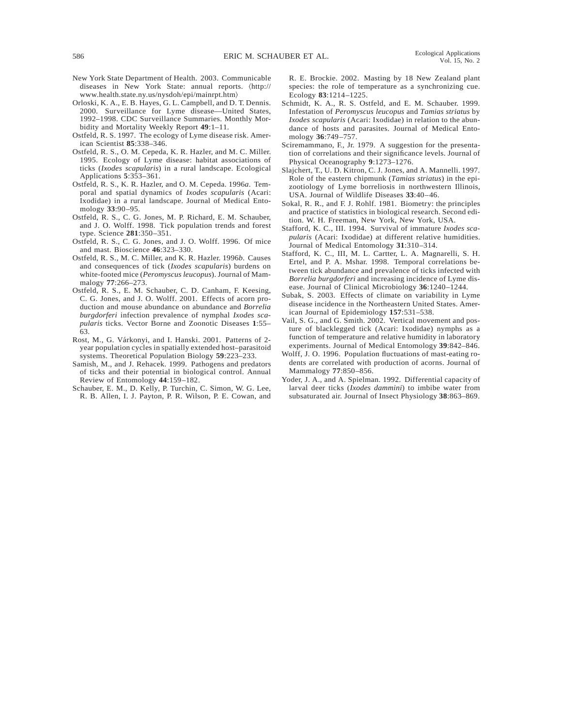New York State Department of Health. 2003. Communicable diseases in New York State: annual reports. ⟨http://www.health.state.ny.us/nysdoh/epi/mainrpt.htm⟩

Orloski, K. A., E. B. Hayes, G. L. Campbell, and D. T. Dennis. 2000. Surveillance for Lyme disease—United States, 1992–1998. CDC Surveillance Summaries. Monthly Morbidity and Mortality Weekly Report **49**:1–11.

Ostfeld, R. S. 1997. The ecology of Lyme disease risk. American Scientist **85**:338–346.

Ostfeld, R. S., O. M. Cepeda, K. R. Hazler, and M. C. Miller. 1995. Ecology of Lyme disease: habitat associations of ticks (*Ixodes scapularis*) in a rural landscape. Ecological Applications **5**:353–361.

Ostfeld, R. S., K. R. Hazler, and O. M. Cepeda. 1996*a*. Temporal and spatial dynamics of *Ixodes scapularis* (Acari: Ixodidae) in a rural landscape. Journal of Medical Entomology **33**:90–95.

Ostfeld, R. S., C. G. Jones, M. P. Richard, E. M. Schauber, and J. O. Wolff. 1998. Tick population trends and forest type. Science **281**:350–351.

Ostfeld, R. S., C. G. Jones, and J. O. Wolff. 1996. Of mice and mast. Bioscience **46**:323–330.

Ostfeld, R. S., M. C. Miller, and K. R. Hazler. 1996*b*. Causes and consequences of tick (*Ixodes scapularis*) burdens on white-footed mice (*Peromyscus leucopus*). Journal of Mammalogy **77**:266–273.

Ostfeld, R. S., E. M. Schauber, C. D. Canham, F. Keesing, C. G. Jones, and J. O. Wolff. 2001. Effects of acorn production and mouse abundance on abundance and *Borrelia burgdorferi* infection prevalence of nymphal *Ixodes scapularis* ticks. Vector Borne and Zoonotic Diseases **1**:55–63.

Rost, M., G. Várkonyi, and I. Hanski. 2001. Patterns of 2-year population cycles in spatially extended host–parasitoid systems. Theoretical Population Biology **59**:223–233.

Samish, M., and J. Rehacek. 1999. Pathogens and predators of ticks and their potential in biological control. Annual Review of Entomology **44**:159–182.

Schauber, E. M., D. Kelly, P. Turchin, C. Simon, W. G. Lee, R. B. Allen, I. J. Payton, P. R. Wilson, P. E. Cowan, and R. E. Brockie. 2002. Masting by 18 New Zealand plant species: the role of temperature as a synchronizing cue. Ecology **83**:1214–1225.

Schmidt, K. A., R. S. Ostfeld, and E. M. Schauber. 1999. Infestation of *Peromyscus leucopus* and *Tamias striatus* by *Ixodes scapularis* (Acari: Ixodidae) in relation to the abundance of hosts and parasites. Journal of Medical Entomology **36**:749–757.

Sciremammano, F., Jr. 1979. A suggestion for the presentation of correlations and their significance levels. Journal of Physical Oceanography **9**:1273–1276.

Slajchert, T., U. D. Kitron, C. J. Jones, and A. Mannelli. 1997. Role of the eastern chipmunk (*Tamias striatus*) in the epizootiology of Lyme borreliosis in northwestern Illinois, USA. Journal of Wildlife Diseases **33**:40–46.

Sokal, R. R., and F. J. Rohlf. 1981. Biometry: the principles and practice of statistics in biological research. Second edition. W. H. Freeman, New York, New York, USA.

Stafford, K. C., III. 1994. Survival of immature *Ixodes scapularis* (Acari: Ixodidae) at different relative humidities. Journal of Medical Entomology **31**:310–314.

Stafford, K. C., III, M. L. Cartter, L. A. Magnarelli, S. H. Ertel, and P. A. Mshar. 1998. Temporal correlations between tick abundance and prevalence of ticks infected with *Borrelia burgdorferi* and increasing incidence of Lyme disease. Journal of Clinical Microbiology **36**:1240–1244.

Subak, S. 2003. Effects of climate on variability in Lyme disease incidence in the Northeastern United States. American Journal of Epidemiology **157**:531–538.

Vail, S. G., and G. Smith. 2002. Vertical movement and posture of blacklegged tick (Acari: Ixodidae) nymphs as a function of temperature and relative humidity in laboratory experiments. Journal of Medical Entomology **39**:842–846.

Wolff, J. O. 1996. Population fluctuations of mast-eating rodents are correlated with production of acorns. Journal of Mammalogy **77**:850–856.

Yoder, J. A., and A. Spielman. 1992. Differential capacity of larval deer ticks (*Ixodes dammini*) to imbibe water from subsaturated air. Journal of Insect Physiology **38**:863–869.